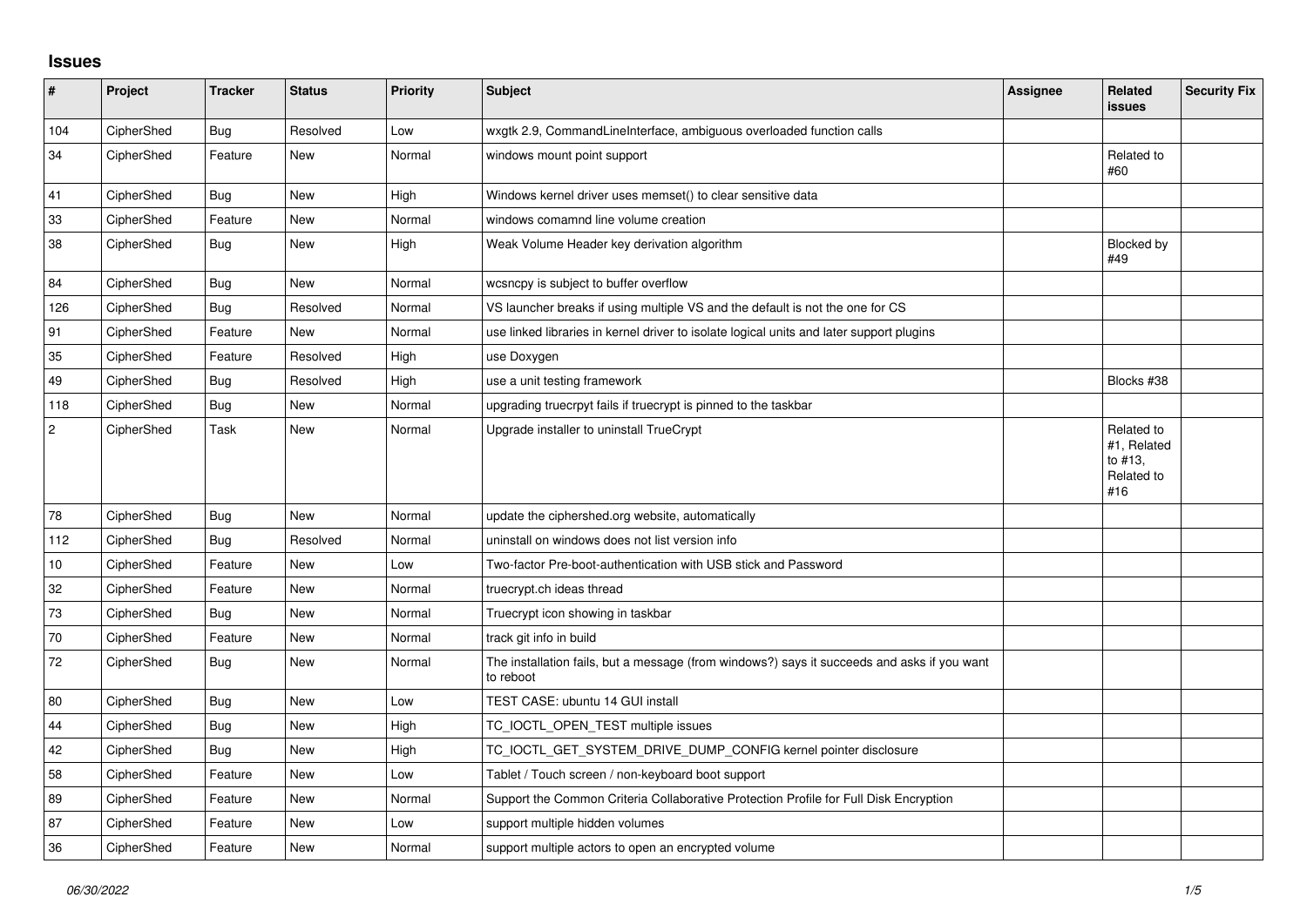## Issues

| # | Project | Tracker | Status | Priority | Subject | Assignee | Related issues | Security Fix |
|---|---|---|---|---|---|---|---|---|
| 104 | CipherShed | Bug | Resolved | Low | wxgtk 2.9, CommandLineInterface, ambiguous overloaded function calls | | | |
| 34 | CipherShed | Feature | New | Normal | windows mount point support | | Related to #60 | |
| 41 | CipherShed | Bug | New | High | Windows kernel driver uses memset() to clear sensitive data | | | |
| 33 | CipherShed | Feature | New | Normal | windows comamnd line volume creation | | | |
| 38 | CipherShed | Bug | New | High | Weak Volume Header key derivation algorithm | | Blocked by #49 | |
| 84 | CipherShed | Bug | New | Normal | wcsncpy is subject to buffer overflow | | | |
| 126 | CipherShed | Bug | Resolved | Normal | VS launcher breaks if using multiple VS and the default is not the one for CS | | | |
| 91 | CipherShed | Feature | New | Normal | use linked libraries in kernel driver to isolate logical units and later support plugins | | | |
| 35 | CipherShed | Feature | Resolved | High | use Doxygen | | | |
| 49 | CipherShed | Bug | Resolved | High | use a unit testing framework | | Blocks #38 | |
| 118 | CipherShed | Bug | New | Normal | upgrading truecrpyt fails if truecrypt is pinned to the taskbar | | | |
| 2 | CipherShed | Task | New | Normal | Upgrade installer to uninstall TrueCrypt | | Related to #1, Related to #13, Related to #16 | |
| 78 | CipherShed | Bug | New | Normal | update the ciphershed.org website, automatically | | | |
| 112 | CipherShed | Bug | Resolved | Normal | uninstall on windows does not list version info | | | |
| 10 | CipherShed | Feature | New | Low | Two-factor Pre-boot-authentication with USB stick and Password | | | |
| 32 | CipherShed | Feature | New | Normal | truecrypt.ch ideas thread | | | |
| 73 | CipherShed | Bug | New | Normal | Truecrypt icon showing in taskbar | | | |
| 70 | CipherShed | Feature | New | Normal | track git info in build | | | |
| 72 | CipherShed | Bug | New | Normal | The installation fails, but a message (from windows?) says it succeeds and asks if you want to reboot | | | |
| 80 | CipherShed | Bug | New | Low | TEST CASE: ubuntu 14 GUI install | | | |
| 44 | CipherShed | Bug | New | High | TC_IOCTL_OPEN_TEST multiple issues | | | |
| 42 | CipherShed | Bug | New | High | TC_IOCTL_GET_SYSTEM_DRIVE_DUMP_CONFIG kernel pointer disclosure | | | |
| 58 | CipherShed | Feature | New | Low | Tablet / Touch screen / non-keyboard boot support | | | |
| 89 | CipherShed | Feature | New | Normal | Support the Common Criteria Collaborative Protection Profile for Full Disk Encryption | | | |
| 87 | CipherShed | Feature | New | Low | support multiple hidden volumes | | | |
| 36 | CipherShed | Feature | New | Normal | support multiple actors to open an encrypted volume | | | |

*06/30/2022*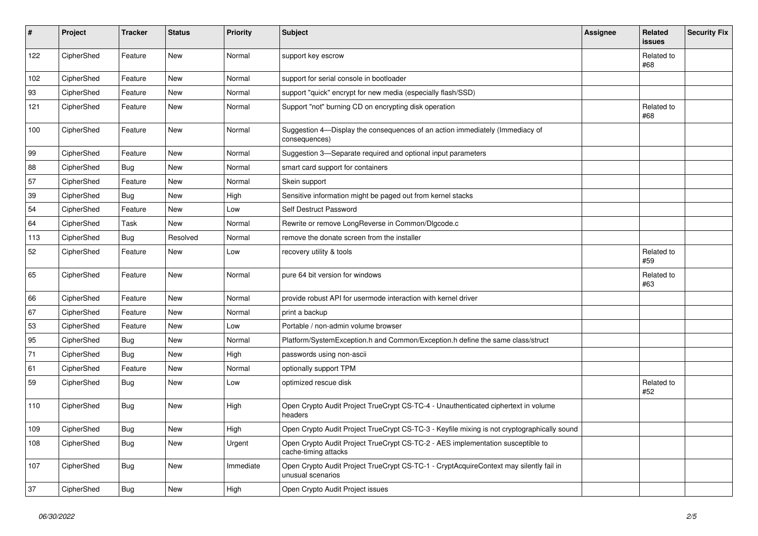| # | Project | Tracker | Status | Priority | Subject | Assignee | Related issues | Security Fix |
|---|---|---|---|---|---|---|---|---|
| 122 | CipherShed | Feature | New | Normal | support key escrow | | Related to #68 | |
| 102 | CipherShed | Feature | New | Normal | support for serial console in bootloader | | | |
| 93 | CipherShed | Feature | New | Normal | support "quick" encrypt for new media (especially flash/SSD) | | | |
| 121 | CipherShed | Feature | New | Normal | Support "not" burning CD on encrypting disk operation | | Related to #68 | |
| 100 | CipherShed | Feature | New | Normal | Suggestion 4—Display the consequences of an action immediately (Immediacy of consequences) | | | |
| 99 | CipherShed | Feature | New | Normal | Suggestion 3—Separate required and optional input parameters | | | |
| 88 | CipherShed | Bug | New | Normal | smart card support for containers | | | |
| 57 | CipherShed | Feature | New | Normal | Skein support | | | |
| 39 | CipherShed | Bug | New | High | Sensitive information might be paged out from kernel stacks | | | |
| 54 | CipherShed | Feature | New | Low | Self Destruct Password | | | |
| 64 | CipherShed | Task | New | Normal | Rewrite or remove LongReverse in Common/Dlgcode.c | | | |
| 113 | CipherShed | Bug | Resolved | Normal | remove the donate screen from the installer | | | |
| 52 | CipherShed | Feature | New | Low | recovery utility & tools | | Related to #59 | |
| 65 | CipherShed | Feature | New | Normal | pure 64 bit version for windows | | Related to #63 | |
| 66 | CipherShed | Feature | New | Normal | provide robust API for usermode interaction with kernel driver | | | |
| 67 | CipherShed | Feature | New | Normal | print a backup | | | |
| 53 | CipherShed | Feature | New | Low | Portable / non-admin volume browser | | | |
| 95 | CipherShed | Bug | New | Normal | Platform/SystemException.h and Common/Exception.h define the same class/struct | | | |
| 71 | CipherShed | Bug | New | High | passwords using non-ascii | | | |
| 61 | CipherShed | Feature | New | Normal | optionally support TPM | | | |
| 59 | CipherShed | Bug | New | Low | optimized rescue disk | | Related to #52 | |
| 110 | CipherShed | Bug | New | High | Open Crypto Audit Project TrueCrypt CS-TC-4 - Unauthenticated ciphertext in volume headers | | | |
| 109 | CipherShed | Bug | New | High | Open Crypto Audit Project TrueCrypt CS-TC-3 - Keyfile mixing is not cryptographically sound | | | |
| 108 | CipherShed | Bug | New | Urgent | Open Crypto Audit Project TrueCrypt CS-TC-2 - AES implementation susceptible to cache-timing attacks | | | |
| 107 | CipherShed | Bug | New | Immediate | Open Crypto Audit Project TrueCrypt CS-TC-1 - CryptAcquireContext may silently fail in unusual scenarios | | | |
| 37 | CipherShed | Bug | New | High | Open Crypto Audit Project issues | | | |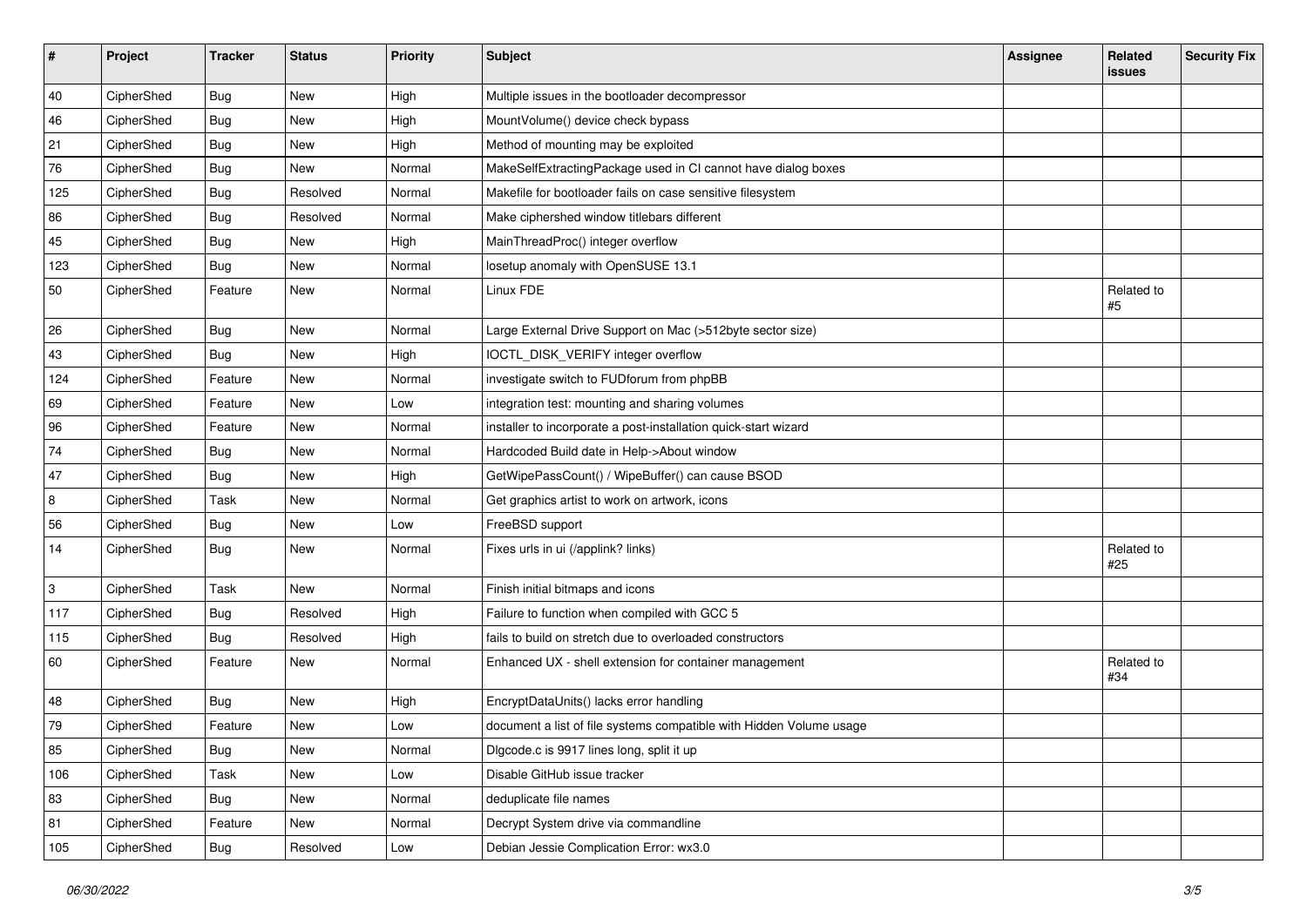| # | Project | Tracker | Status | Priority | Subject | Assignee | Related issues | Security Fix |
|---|---|---|---|---|---|---|---|---|
| 40 | CipherShed | Bug | New | High | Multiple issues in the bootloader decompressor | | | |
| 46 | CipherShed | Bug | New | High | MountVolume() device check bypass | | | |
| 21 | CipherShed | Bug | New | High | Method of mounting may be exploited | | | |
| 76 | CipherShed | Bug | New | Normal | MakeSelfExtractingPackage used in CI cannot have dialog boxes | | | |
| 125 | CipherShed | Bug | Resolved | Normal | Makefile for bootloader fails on case sensitive filesystem | | | |
| 86 | CipherShed | Bug | Resolved | Normal | Make ciphershed window titlebars different | | | |
| 45 | CipherShed | Bug | New | High | MainThreadProc() integer overflow | | | |
| 123 | CipherShed | Bug | New | Normal | losetup anomaly with OpenSUSE 13.1 | | | |
| 50 | CipherShed | Feature | New | Normal | Linux FDE | | Related to #5 | |
| 26 | CipherShed | Bug | New | Normal | Large External Drive Support on Mac (>512byte sector size) | | | |
| 43 | CipherShed | Bug | New | High | IOCTL_DISK_VERIFY integer overflow | | | |
| 124 | CipherShed | Feature | New | Normal | investigate switch to FUDforum from phpBB | | | |
| 69 | CipherShed | Feature | New | Low | integration test: mounting and sharing volumes | | | |
| 96 | CipherShed | Feature | New | Normal | installer to incorporate a post-installation quick-start wizard | | | |
| 74 | CipherShed | Bug | New | Normal | Hardcoded Build date in Help->About window | | | |
| 47 | CipherShed | Bug | New | High | GetWipePassCount() / WipeBuffer() can cause BSOD | | | |
| 8 | CipherShed | Task | New | Normal | Get graphics artist to work on artwork, icons | | | |
| 56 | CipherShed | Bug | New | Low | FreeBSD support | | | |
| 14 | CipherShed | Bug | New | Normal | Fixes urls in ui (/applink? links) | | Related to #25 | |
| 3 | CipherShed | Task | New | Normal | Finish initial bitmaps and icons | | | |
| 117 | CipherShed | Bug | Resolved | High | Failure to function when compiled with GCC 5 | | | |
| 115 | CipherShed | Bug | Resolved | High | fails to build on stretch due to overloaded constructors | | | |
| 60 | CipherShed | Feature | New | Normal | Enhanced UX - shell extension for container management | | Related to #34 | |
| 48 | CipherShed | Bug | New | High | EncryptDataUnits() lacks error handling | | | |
| 79 | CipherShed | Feature | New | Low | document a list of file systems compatible with Hidden Volume usage | | | |
| 85 | CipherShed | Bug | New | Normal | Dlgcode.c is 9917 lines long, split it up | | | |
| 106 | CipherShed | Task | New | Low | Disable GitHub issue tracker | | | |
| 83 | CipherShed | Bug | New | Normal | deduplicate file names | | | |
| 81 | CipherShed | Feature | New | Normal | Decrypt System drive via commandline | | | |
| 105 | CipherShed | Bug | Resolved | Low | Debian Jessie Complication Error: wx3.0 | | | |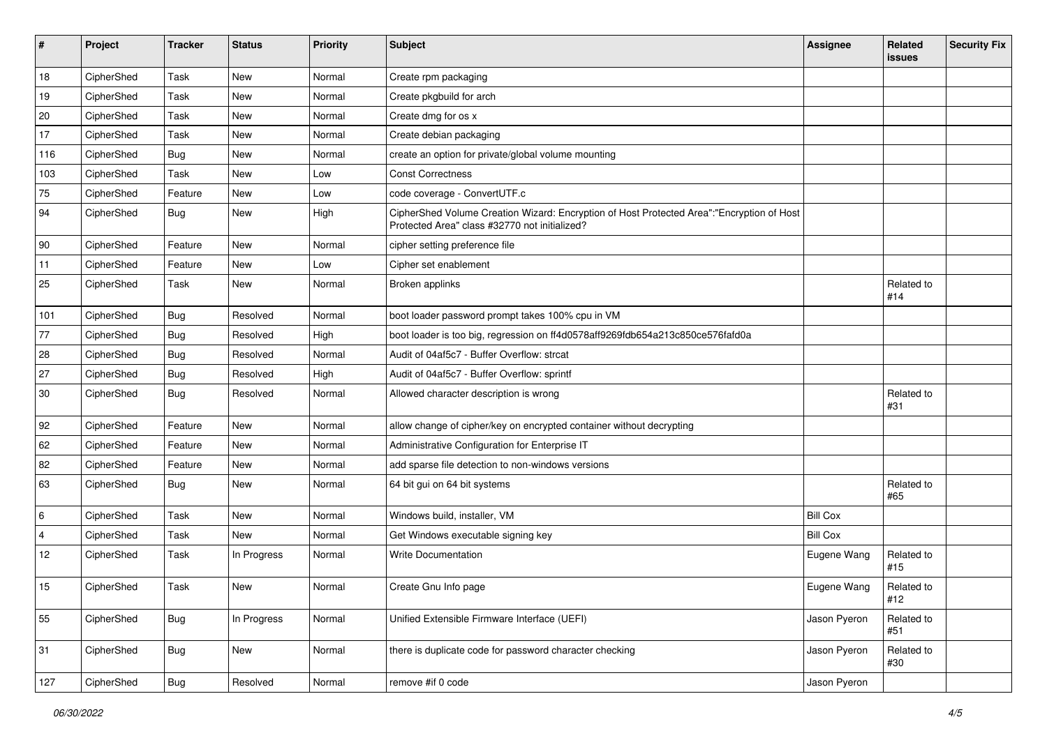| # | Project | Tracker | Status | Priority | Subject | Assignee | Related issues | Security Fix |
|---|---|---|---|---|---|---|---|---|
| 18 | CipherShed | Task | New | Normal | Create rpm packaging | | | |
| 19 | CipherShed | Task | New | Normal | Create pkgbuild for arch | | | |
| 20 | CipherShed | Task | New | Normal | Create dmg for os x | | | |
| 17 | CipherShed | Task | New | Normal | Create debian packaging | | | |
| 116 | CipherShed | Bug | New | Normal | create an option for private/global volume mounting | | | |
| 103 | CipherShed | Task | New | Low | Const Correctness | | | |
| 75 | CipherShed | Feature | New | Low | code coverage - ConvertUTF.c | | | |
| 94 | CipherShed | Bug | New | High | CipherShed Volume Creation Wizard: Encryption of Host Protected Area":"Encryption of Host Protected Area" class #32770 not initialized? | | | |
| 90 | CipherShed | Feature | New | Normal | cipher setting preference file | | | |
| 11 | CipherShed | Feature | New | Low | Cipher set enablement | | | |
| 25 | CipherShed | Task | New | Normal | Broken applinks | | Related to #14 | |
| 101 | CipherShed | Bug | Resolved | Normal | boot loader password prompt takes 100% cpu in VM | | | |
| 77 | CipherShed | Bug | Resolved | High | boot loader is too big, regression on ff4d0578aff9269fdb654a213c850ce576fafd0a | | | |
| 28 | CipherShed | Bug | Resolved | Normal | Audit of 04af5c7 - Buffer Overflow: strcat | | | |
| 27 | CipherShed | Bug | Resolved | High | Audit of 04af5c7 - Buffer Overflow: sprintf | | | |
| 30 | CipherShed | Bug | Resolved | Normal | Allowed character description is wrong | | Related to #31 | |
| 92 | CipherShed | Feature | New | Normal | allow change of cipher/key on encrypted container without decrypting | | | |
| 62 | CipherShed | Feature | New | Normal | Administrative Configuration for Enterprise IT | | | |
| 82 | CipherShed | Feature | New | Normal | add sparse file detection to non-windows versions | | | |
| 63 | CipherShed | Bug | New | Normal | 64 bit gui on 64 bit systems | | Related to #65 | |
| 6 | CipherShed | Task | New | Normal | Windows build, installer, VM | Bill Cox | | |
| 4 | CipherShed | Task | New | Normal | Get Windows executable signing key | Bill Cox | | |
| 12 | CipherShed | Task | In Progress | Normal | Write Documentation | Eugene Wang | Related to #15 | |
| 15 | CipherShed | Task | New | Normal | Create Gnu Info page | Eugene Wang | Related to #12 | |
| 55 | CipherShed | Bug | In Progress | Normal | Unified Extensible Firmware Interface (UEFI) | Jason Pyeron | Related to #51 | |
| 31 | CipherShed | Bug | New | Normal | there is duplicate code for password character checking | Jason Pyeron | Related to #30 | |
| 127 | CipherShed | Bug | Resolved | Normal | remove #if 0 code | Jason Pyeron | | |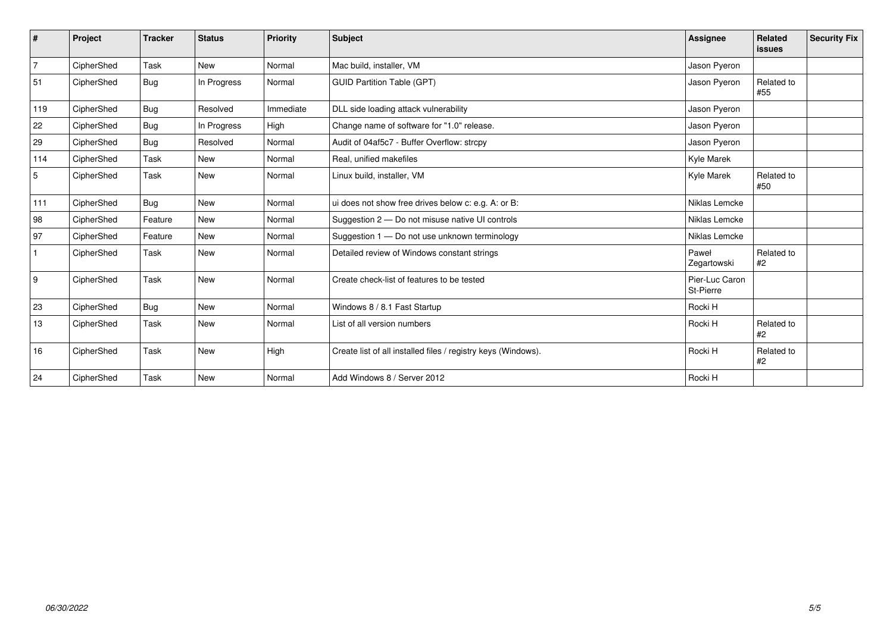| # | Project | Tracker | Status | Priority | Subject | Assignee | Related issues | Security Fix |
|---|---|---|---|---|---|---|---|---|
| 7 | CipherShed | Task | New | Normal | Mac build, installer, VM | Jason Pyeron | | |
| 51 | CipherShed | Bug | In Progress | Normal | GUID Partition Table (GPT) | Jason Pyeron | Related to #55 | |
| 119 | CipherShed | Bug | Resolved | Immediate | DLL side loading attack vulnerability | Jason Pyeron | | |
| 22 | CipherShed | Bug | In Progress | High | Change name of software for "1.0" release. | Jason Pyeron | | |
| 29 | CipherShed | Bug | Resolved | Normal | Audit of 04af5c7 - Buffer Overflow: strcpy | Jason Pyeron | | |
| 114 | CipherShed | Task | New | Normal | Real, unified makefiles | Kyle Marek | | |
| 5 | CipherShed | Task | New | Normal | Linux build, installer, VM | Kyle Marek | Related to #50 | |
| 111 | CipherShed | Bug | New | Normal | ui does not show free drives below c: e.g. A: or B: | Niklas Lemcke | | |
| 98 | CipherShed | Feature | New | Normal | Suggestion 2 — Do not misuse native UI controls | Niklas Lemcke | | |
| 97 | CipherShed | Feature | New | Normal | Suggestion 1 — Do not use unknown terminology | Niklas Lemcke | | |
| 1 | CipherShed | Task | New | Normal | Detailed review of Windows constant strings | Paweł Zegartowski | Related to #2 | |
| 9 | CipherShed | Task | New | Normal | Create check-list of features to be tested | Pier-Luc Caron St-Pierre | | |
| 23 | CipherShed | Bug | New | Normal | Windows 8 / 8.1 Fast Startup | Rocki H | | |
| 13 | CipherShed | Task | New | Normal | List of all version numbers | Rocki H | Related to #2 | |
| 16 | CipherShed | Task | New | High | Create list of all installed files / registry keys (Windows). | Rocki H | Related to #2 | |
| 24 | CipherShed | Task | New | Normal | Add Windows 8 / Server 2012 | Rocki H | | |